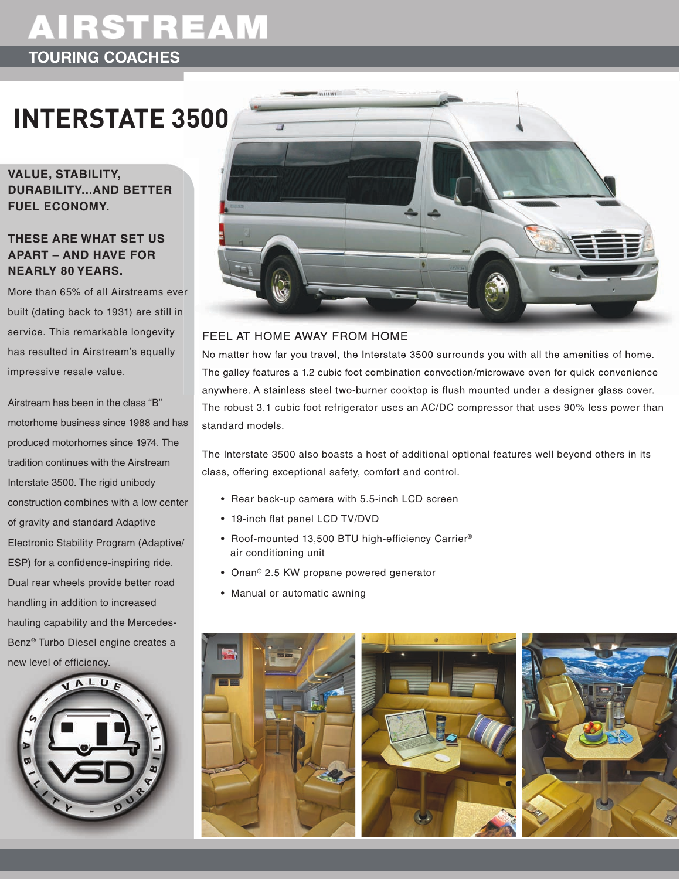# AIRSTREAM

## TOURING COACHES

# INTERSTATE 3500

**VALUE, STABILITY, DURABILITY...AND BETTER FUEL ECONOMY.**

**THESE ARE WHAT SET US APART – AND HAVE FOR NEARLY 80 YEARS.**

More than 65% of all Airstreams ever built (dating back to 1931) are still in service. This remarkable longevity has resulted in Airstream's equally impressive resale value.

Airstream has been in the class "B" motorhome business since 1988 and has produced motorhomes since 1974. The tradition continues with the Airstream Interstate 3500. The rigid unibody construction combines with a low center of gravity and standard Adaptive Electronic Stability Program (Adaptive/ESP) for a confidence-inspiring ride. Dual rear wheels provide better road handling in addition to increased hauling capability and the Mercedes-Benz® Turbo Diesel engine creates a new level of efficiency.

### FEEL AT HOME AWAY FROM HOME

No matter how far you travel, the Interstate 3500 surrounds you with all the amenities of home. The galley features a 1.2 cubic foot combination convection/microwave oven for quick convenience anywhere. A stainless steel two-burner cooktop is flush mounted under a designer glass cover. The robust 3.1 cubic foot refrigerator uses an AC/DC compressor that uses 90% less power than standard models.

The Interstate 3500 also boasts a host of additional optional features well beyond others in its class, offering exceptional safety, comfort and control.

- Rear back-up camera with 5.5-inch LCD screen
- 19-inch flat panel LCD TV/DVD
- Roof-mounted 13,500 BTU high-efficiency Carrier® air conditioning unit
- Onan® 2.5 KW propane powered generator
- Manual or automatic awning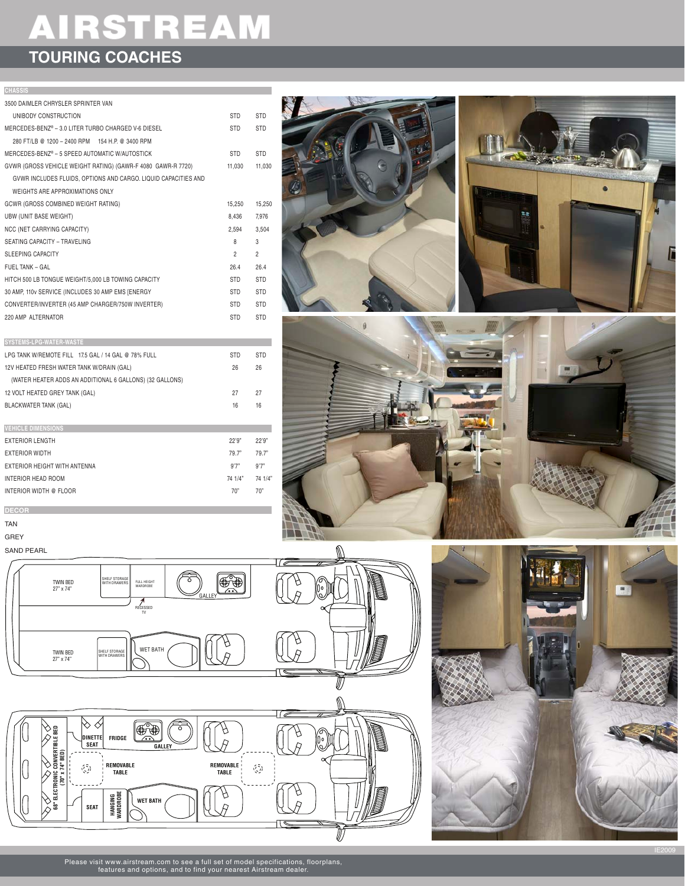# AIRSTREAM

## TOURING COACHES

| CHASSIS | | |
|---|---|---|
| 3500 DAIMLER CHRYSLER SPRINTER VAN | | |
| UNIBODY CONSTRUCTION | STD | STD |
| MERCEDES-BENZ® – 3.0 LITER TURBO CHARGED V-6 DIESEL | STD | STD |
| 280 FT/LB @ 1200 – 2400 RPM 154 H.P. @ 3400 RPM | | |
| MERCEDES-BENZ® – 5 SPEED AUTOMATIC W/AUTOSTICK | STD | STD |
| GVWR (GROSS VEHICLE WEIGHT RATING) (GAWR-F 4080 GAWR-R 7720) | 11,030 | 11,030 |
| GVWR INCLUDES FLUIDS, OPTIONS AND CARGO. LIQUID CAPACITIES AND WEIGHTS ARE APPROXIMATIONS ONLY | | |
| GCWR (GROSS COMBINED WEIGHT RATING) | 15,250 | 15,250 |
| UBW (UNIT BASE WEIGHT) | 8,436 | 7,976 |
| NCC (NET CARRYING CAPACITY) | 2,594 | 3,504 |
| SEATING CAPACITY – TRAVELING | 8 | 3 |
| SLEEPING CAPACITY | 2 | 2 |
| FUEL TANK – GAL | 26.4 | 26.4 |
| HITCH 500 LB TONGUE WEIGHT/5,000 LB TOWING CAPACITY | STD | STD |
| 30 AMP, 110v SERVICE (INCLUDES 30 AMP EMS [ENERGY | STD | STD |
| CONVERTER/INVERTER (45 AMP CHARGER/750W INVERTER) | STD | STD |
| 220 AMP ALTERNATOR | STD | STD |

| SYSTEMS-LPG-WATER-WASTE | | |
|---|---|---|
| LPG TANK W/REMOTE FILL 17.5 GAL / 14 GAL @ 78% FULL | STD | STD |
| 12V HEATED FRESH WATER TANK W/DRAIN (GAL) | 26 | 26 |
| (WATER HEATER ADDS AN ADDITIONAL 6 GALLONS) (32 GALLONS) | | |
| 12 VOLT HEATED GREY TANK (GAL) | 27 | 27 |
| BLACKWATER TANK (GAL) | 16 | 16 |

| VEHICLE DIMENSIONS | | |
|---|---|---|
| EXTERIOR LENGTH | 22'9" | 22'9" |
| EXTERIOR WIDTH | 79.7" | 79.7" |
| EXTERIOR HEIGHT WITH ANTENNA | 9'7" | 9'7" |
| INTERIOR HEAD ROOM | 74 1/4" | 74 1/4" |
| INTERIOR WIDTH @ FLOOR | 70" | 70" |

**DECOR**

TAN

GREY

SAND PEARL

TWIN BED 27" x 74"

SHELF STORAGE WITH DRAWERS

FULL HEIGHT WARDROBE

RECESSED TV

GALLEY

TWIN BED 27" x 74"

SHELF STORAGE WITH DRAWERS

WET BATH

68" ELECTRONIC CONVERTIBLE BED (70" x 74" BED)

DINETTE SEAT

FRIDGE

GALLEY

REMOVABLE TABLE

REMOVABLE TABLE

SEAT

HANGING WARDROBE

WET BATH

IE2009

Please visit www.airstream.com to see a full set of model specifications, floorplans, features and options, and to find your nearest Airstream dealer.